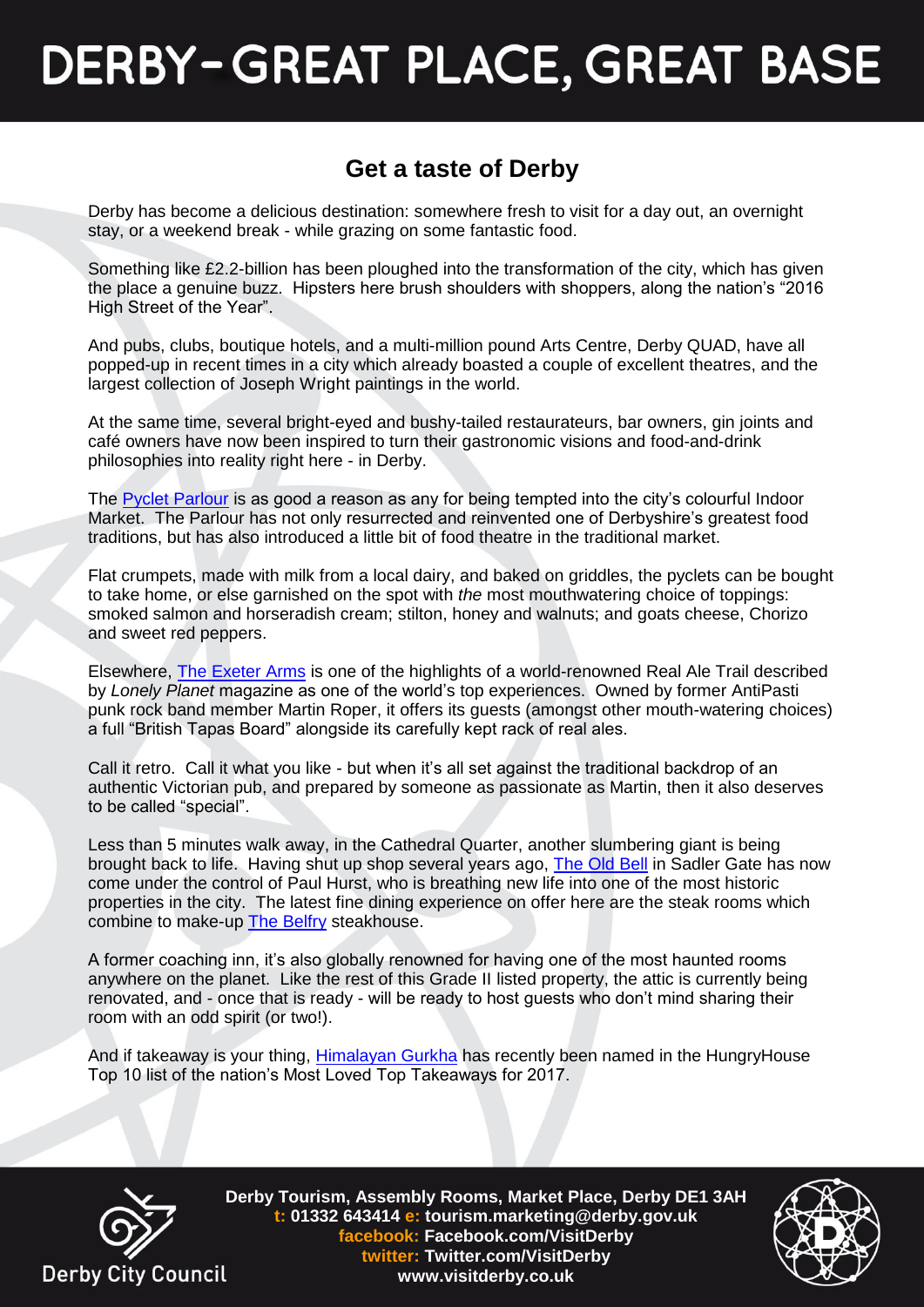# DERBY - GREAT PLACE, GREAT BASE

## Get a taste of Derby

Derby has become a delicious destination: somewhere fresh to visit for a day out, an overnight stay, or a weekend break - while grazing on some fantastic food.

Something like £2.2-billion has been ploughed into the transformation of the city, which has given the place a genuine buzz. Hipsters here brush shoulders with shoppers, along the nation's "2016 High Street of the Year".

And pubs, clubs, boutique hotels, and a multi-million pound Arts Centre, Derby QUAD, have all popped-up in recent times in a city which already boasted a couple of excellent theatres, and the largest collection of Joseph Wright paintings in the world.

At the same time, several bright-eyed and bushy-tailed restaurateurs, bar owners, gin joints and café owners have now been inspired to turn their gastronomic visions and food-and-drink philosophies into reality right here - in Derby.

The Pyclet Parlour is as good a reason as any for being tempted into the city's colourful Indoor Market. The Parlour has not only resurrected and reinvented one of Derbyshire's greatest food traditions, but has also introduced a little bit of food theatre in the traditional market.

Flat crumpets, made with milk from a local dairy, and baked on griddles, the pyclets can be bought to take home, or else garnished on the spot with *the* most mouthwatering choice of toppings: smoked salmon and horseradish cream; stilton, honey and walnuts; and goats cheese, Chorizo and sweet red peppers.

Elsewhere, The Exeter Arms is one of the highlights of a world-renowned Real Ale Trail described by *Lonely Planet* magazine as one of the world's top experiences. Owned by former AntiPasti punk rock band member Martin Roper, it offers its guests (amongst other mouth-watering choices) a full "British Tapas Board" alongside its carefully kept rack of real ales.

Call it retro. Call it what you like - but when it's all set against the traditional backdrop of an authentic Victorian pub, and prepared by someone as passionate as Martin, then it also deserves to be called "special".

Less than 5 minutes walk away, in the Cathedral Quarter, another slumbering giant is being brought back to life. Having shut up shop several years ago, The Old Bell in Sadler Gate has now come under the control of Paul Hurst, who is breathing new life into one of the most historic properties in the city. The latest fine dining experience on offer here are the steak rooms which combine to make-up The Belfry steakhouse.

A former coaching inn, it's also globally renowned for having one of the most haunted rooms anywhere on the planet. Like the rest of this Grade II listed property, the attic is currently being renovated, and - once that is ready - will be ready to host guests who don't mind sharing their room with an odd spirit (or two!).

And if takeaway is your thing, Himalayan Gurkha has recently been named in the HungryHouse Top 10 list of the nation's Most Loved Top Takeaways for 2017.

Derby City Council

**Derby Tourism, Assembly Rooms, Market Place, Derby DE1 3AH**
**t: 01332 643414 e: tourism.marketing@derby.gov.uk**
**facebook: Facebook.com/VisitDerby**
**twitter: Twitter.com/VisitDerby**
**www.visitderby.co.uk**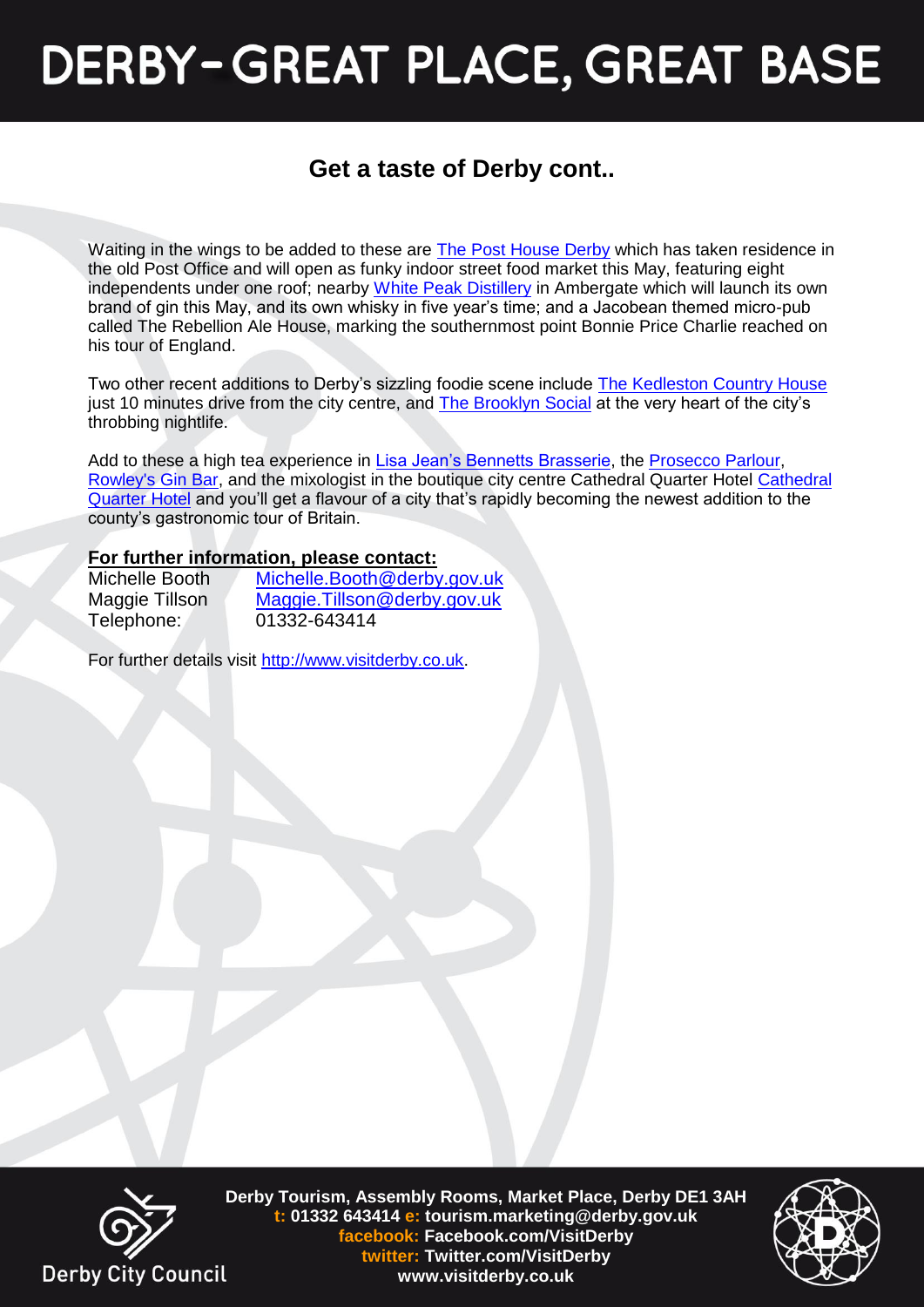# DERBY – GREAT PLACE, GREAT BASE

## Get a taste of Derby cont..

Waiting in the wings to be added to these are The Post House Derby which has taken residence in the old Post Office and will open as funky indoor street food market this May, featuring eight independents under one roof; nearby White Peak Distillery in Ambergate which will launch its own brand of gin this May, and its own whisky in five year's time; and a Jacobean themed micro-pub called The Rebellion Ale House, marking the southernmost point Bonnie Price Charlie reached on his tour of England.

Two other recent additions to Derby's sizzling foodie scene include The Kedleston Country House just 10 minutes drive from the city centre, and The Brooklyn Social at the very heart of the city's throbbing nightlife.

Add to these a high tea experience in Lisa Jean's Bennetts Brasserie, the Prosecco Parlour, Rowley's Gin Bar, and the mixologist in the boutique city centre Cathedral Quarter Hotel Cathedral Quarter Hotel and you'll get a flavour of a city that's rapidly becoming the newest addition to the county's gastronomic tour of Britain.

**For further information, please contact:**

| | |
|---|---|
| Michelle Booth | Michelle.Booth@derby.gov.uk |
| Maggie Tillson | Maggie.Tillson@derby.gov.uk |
| Telephone: | 01332-643414 |

For further details visit http://www.visitderby.co.uk.

Derby City Council

**Derby Tourism, Assembly Rooms, Market Place, Derby DE1 3AH**
**t: 01332 643414 e: tourism.marketing@derby.gov.uk**
**facebook: Facebook.com/VisitDerby**
**twitter: Twitter.com/VisitDerby**
**www.visitderby.co.uk**